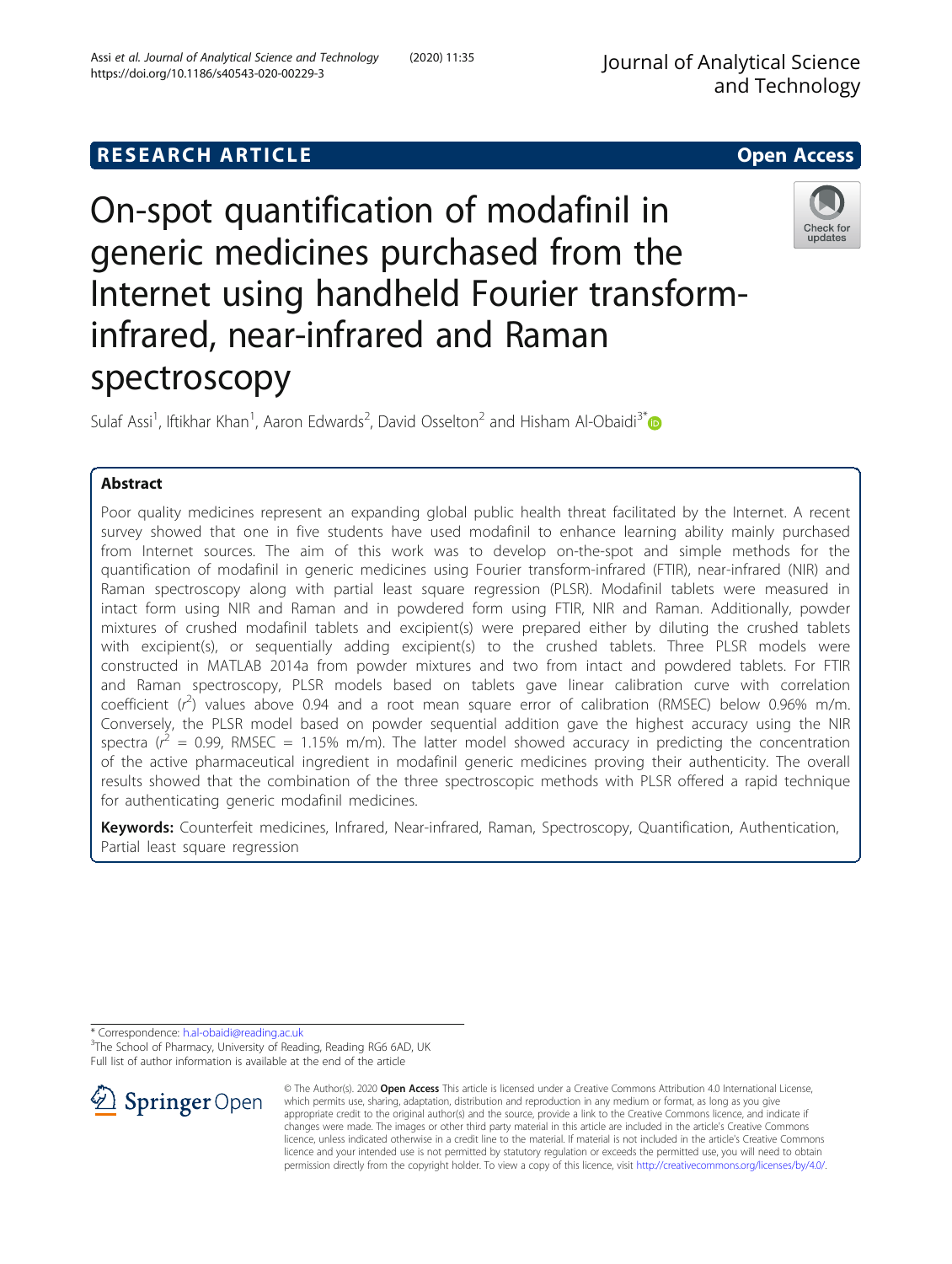RESEARCH ARTICLE

Open Access

# On-spot quantification of modafinil in generic medicines purchased from the Internet using handheld Fourier transform-infrared, near-infrared and Raman spectroscopy

Sulaf Assi[1], Iftikhar Khan[1], Aaron Edwards[2], David Osselton[2] and Hisham Al-Obaidi[3*]

## Abstract

Poor quality medicines represent an expanding global public health threat facilitated by the Internet. A recent survey showed that one in five students have used modafinil to enhance learning ability mainly purchased from Internet sources. The aim of this work was to develop on-the-spot and simple methods for the quantification of modafinil in generic medicines using Fourier transform-infrared (FTIR), near-infrared (NIR) and Raman spectroscopy along with partial least square regression (PLSR). Modafinil tablets were measured in intact form using NIR and Raman and in powdered form using FTIR, NIR and Raman. Additionally, powder mixtures of crushed modafinil tablets and excipient(s) were prepared either by diluting the crushed tablets with excipient(s), or sequentially adding excipient(s) to the crushed tablets. Three PLSR models were constructed in MATLAB 2014a from powder mixtures and two from intact and powdered tablets. For FTIR and Raman spectroscopy, PLSR models based on tablets gave linear calibration curve with correlation coefficient ($r^2$) values above 0.94 and a root mean square error of calibration (RMSEC) below 0.96% m/m. Conversely, the PLSR model based on powder sequential addition gave the highest accuracy using the NIR spectra ($r^2$ = 0.99, RMSEC = 1.15% m/m). The latter model showed accuracy in predicting the concentration of the active pharmaceutical ingredient in modafinil generic medicines proving their authenticity. The overall results showed that the combination of the three spectroscopic methods with PLSR offered a rapid technique for authenticating generic modafinil medicines.

**Keywords:** Counterfeit medicines, Infrared, Near-infrared, Raman, Spectroscopy, Quantification, Authentication, Partial least square regression

* Correspondence: h.al-obaidi@reading.ac.uk
[3]The School of Pharmacy, University of Reading, Reading RG6 6AD, UK
Full list of author information is available at the end of the article

© The Author(s). 2020 **Open Access** This article is licensed under a Creative Commons Attribution 4.0 International License, which permits use, sharing, adaptation, distribution and reproduction in any medium or format, as long as you give appropriate credit to the original author(s) and the source, provide a link to the Creative Commons licence, and indicate if changes were made. The images or other third party material in this article are included in the article's Creative Commons licence, unless indicated otherwise in a credit line to the material. If material is not included in the article's Creative Commons licence and your intended use is not permitted by statutory regulation or exceeds the permitted use, you will need to obtain permission directly from the copyright holder. To view a copy of this licence, visit http://creativecommons.org/licenses/by/4.0/.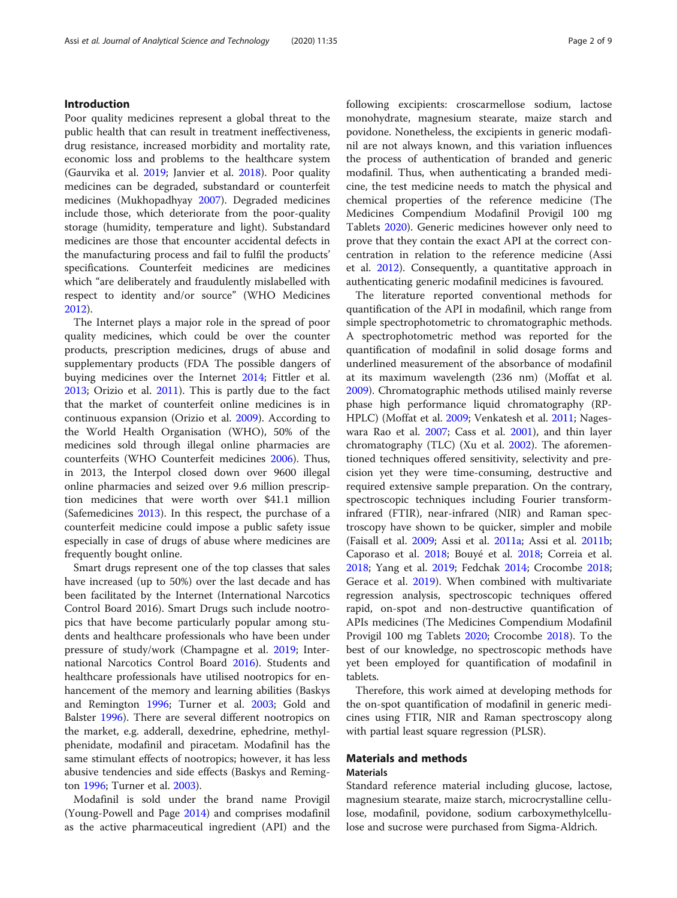## Introduction

Poor quality medicines represent a global threat to the public health that can result in treatment ineffectiveness, drug resistance, increased morbidity and mortality rate, economic loss and problems to the healthcare system (Gaurvika et al. 2019; Janvier et al. 2018). Poor quality medicines can be degraded, substandard or counterfeit medicines (Mukhopadhyay 2007). Degraded medicines include those, which deteriorate from the poor-quality storage (humidity, temperature and light). Substandard medicines are those that encounter accidental defects in the manufacturing process and fail to fulfil the products' specifications. Counterfeit medicines are medicines which "are deliberately and fraudulently mislabelled with respect to identity and/or source" (WHO Medicines 2012).

The Internet plays a major role in the spread of poor quality medicines, which could be over the counter products, prescription medicines, drugs of abuse and supplementary products (FDA The possible dangers of buying medicines over the Internet 2014; Fittler et al. 2013; Orizio et al. 2011). This is partly due to the fact that the market of counterfeit online medicines is in continuous expansion (Orizio et al. 2009). According to the World Health Organisation (WHO), 50% of the medicines sold through illegal online pharmacies are counterfeits (WHO Counterfeit medicines 2006). Thus, in 2013, the Interpol closed down over 9600 illegal online pharmacies and seized over 9.6 million prescription medicines that were worth over $41.1 million (Safemedicines 2013). In this respect, the purchase of a counterfeit medicine could impose a public safety issue especially in case of drugs of abuse where medicines are frequently bought online.

Smart drugs represent one of the top classes that sales have increased (up to 50%) over the last decade and has been facilitated by the Internet (International Narcotics Control Board 2016). Smart Drugs such include nootropics that have become particularly popular among students and healthcare professionals who have been under pressure of study/work (Champagne et al. 2019; International Narcotics Control Board 2016). Students and healthcare professionals have utilised nootropics for enhancement of the memory and learning abilities (Baskys and Remington 1996; Turner et al. 2003; Gold and Balster 1996). There are several different nootropics on the market, e.g. adderall, dexedrine, ephedrine, methylphenidate, modafinil and piracetam. Modafinil has the same stimulant effects of nootropics; however, it has less abusive tendencies and side effects (Baskys and Remington 1996; Turner et al. 2003).

Modafinil is sold under the brand name Provigil (Young-Powell and Page 2014) and comprises modafinil as the active pharmaceutical ingredient (API) and the following excipients: croscarmellose sodium, lactose monohydrate, magnesium stearate, maize starch and povidone. Nonetheless, the excipients in generic modafinil are not always known, and this variation influences the process of authentication of branded and generic modafinil. Thus, when authenticating a branded medicine, the test medicine needs to match the physical and chemical properties of the reference medicine (The Medicines Compendium Modafinil Provigil 100 mg Tablets 2020). Generic medicines however only need to prove that they contain the exact API at the correct concentration in relation to the reference medicine (Assi et al. 2012). Consequently, a quantitative approach in authenticating generic modafinil medicines is favoured.

The literature reported conventional methods for quantification of the API in modafinil, which range from simple spectrophotometric to chromatographic methods. A spectrophotometric method was reported for the quantification of modafinil in solid dosage forms and underlined measurement of the absorbance of modafinil at its maximum wavelength (236 nm) (Moffat et al. 2009). Chromatographic methods utilised mainly reverse phase high performance liquid chromatography (RP-HPLC) (Moffat et al. 2009; Venkatesh et al. 2011; Nageswara Rao et al. 2007; Cass et al. 2001), and thin layer chromatography (TLC) (Xu et al. 2002). The aforementioned techniques offered sensitivity, selectivity and precision yet they were time-consuming, destructive and required extensive sample preparation. On the contrary, spectroscopic techniques including Fourier transform-infrared (FTIR), near-infrared (NIR) and Raman spectroscopy have shown to be quicker, simpler and mobile (Faisall et al. 2009; Assi et al. 2011a; Assi et al. 2011b; Caporaso et al. 2018; Bouyé et al. 2018; Correia et al. 2018; Yang et al. 2019; Fedchak 2014; Crocombe 2018; Gerace et al. 2019). When combined with multivariate regression analysis, spectroscopic techniques offered rapid, on-spot and non-destructive quantification of APIs medicines (The Medicines Compendium Modafinil Provigil 100 mg Tablets 2020; Crocombe 2018). To the best of our knowledge, no spectroscopic methods have yet been employed for quantification of modafinil in tablets.

Therefore, this work aimed at developing methods for the on-spot quantification of modafinil in generic medicines using FTIR, NIR and Raman spectroscopy along with partial least square regression (PLSR).

## Materials and methods

### Materials

Standard reference material including glucose, lactose, magnesium stearate, maize starch, microcrystalline cellulose, modafinil, povidone, sodium carboxymethylcellulose and sucrose were purchased from Sigma-Aldrich.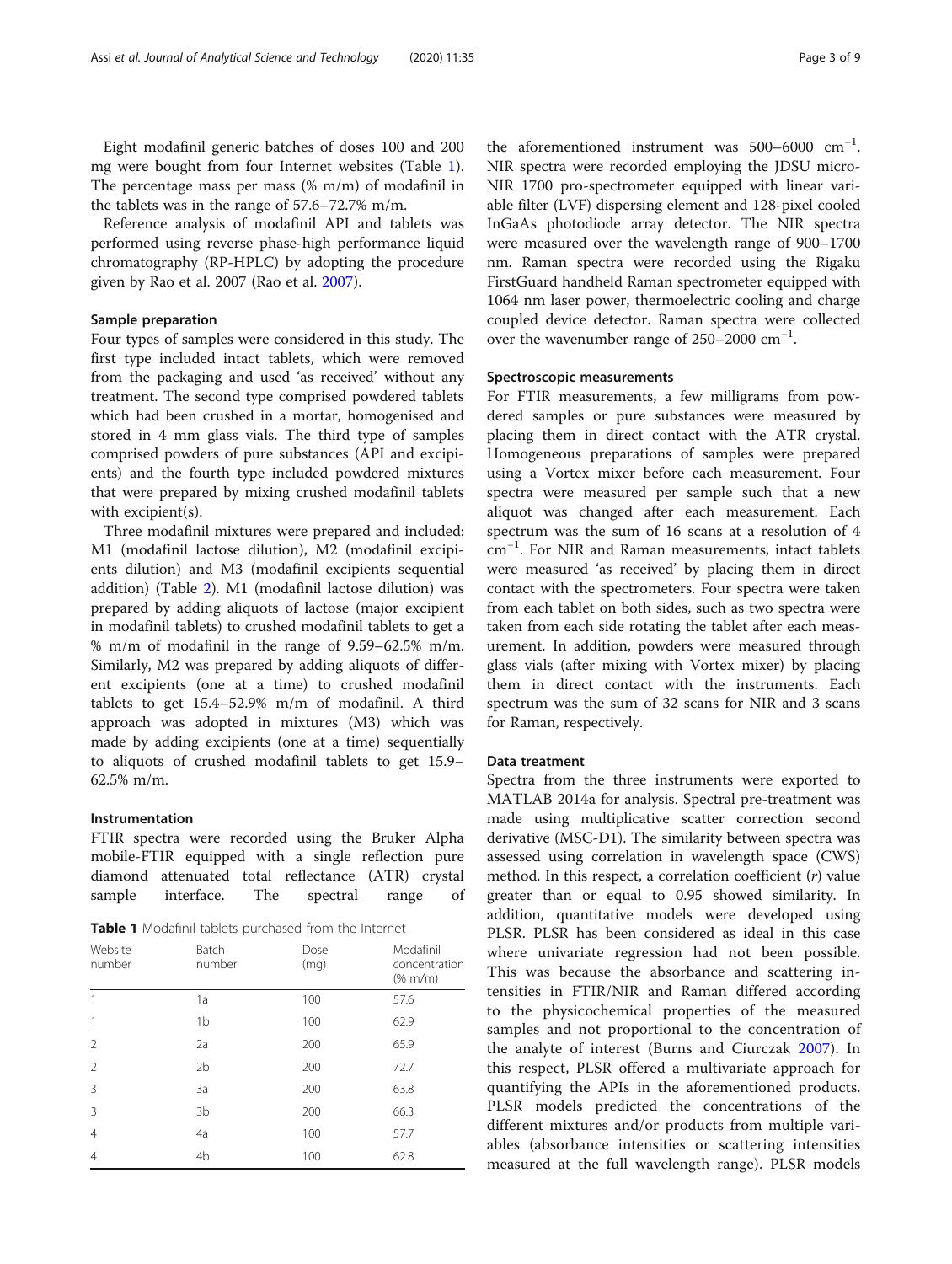Eight modafinil generic batches of doses 100 and 200 mg were bought from four Internet websites (Table 1). The percentage mass per mass (% m/m) of modafinil in the tablets was in the range of 57.6–72.7% m/m.

Reference analysis of modafinil API and tablets was performed using reverse phase-high performance liquid chromatography (RP-HPLC) by adopting the procedure given by Rao et al. 2007 (Rao et al. 2007).

### Sample preparation

Four types of samples were considered in this study. The first type included intact tablets, which were removed from the packaging and used 'as received' without any treatment. The second type comprised powdered tablets which had been crushed in a mortar, homogenised and stored in 4 mm glass vials. The third type of samples comprised powders of pure substances (API and excipients) and the fourth type included powdered mixtures that were prepared by mixing crushed modafinil tablets with excipient(s).

Three modafinil mixtures were prepared and included: M1 (modafinil lactose dilution), M2 (modafinil excipients dilution) and M3 (modafinil excipients sequential addition) (Table 2). M1 (modafinil lactose dilution) was prepared by adding aliquots of lactose (major excipient in modafinil tablets) to crushed modafinil tablets to get a % m/m of modafinil in the range of 9.59–62.5% m/m. Similarly, M2 was prepared by adding aliquots of different excipients (one at a time) to crushed modafinil tablets to get 15.4–52.9% m/m of modafinil. A third approach was adopted in mixtures (M3) which was made by adding excipients (one at a time) sequentially to aliquots of crushed modafinil tablets to get 15.9–62.5% m/m.

### Instrumentation

FTIR spectra were recorded using the Bruker Alpha mobile-FTIR equipped with a single reflection pure diamond attenuated total reflectance (ATR) crystal sample interface. The spectral range of the aforementioned instrument was 500–6000 $cm^{-1}$. NIR spectra were recorded employing the JDSU micro-NIR 1700 pro-spectrometer equipped with linear variable filter (LVF) dispersing element and 128-pixel cooled InGaAs photodiode array detector. The NIR spectra were measured over the wavelength range of 900–1700 nm. Raman spectra were recorded using the Rigaku FirstGuard handheld Raman spectrometer equipped with 1064 nm laser power, thermoelectric cooling and charge coupled device detector. Raman spectra were collected over the wavenumber range of 250–2000 $cm^{-1}$.

**Table 1** Modafinil tablets purchased from the Internet

| Website number | Batch number | Dose (mg) | Modafinil concentration (% m/m) |
|---|---|---|---|
| 1 | 1a | 100 | 57.6 |
| 1 | 1b | 100 | 62.9 |
| 2 | 2a | 200 | 65.9 |
| 2 | 2b | 200 | 72.7 |
| 3 | 3a | 200 | 63.8 |
| 3 | 3b | 200 | 66.3 |
| 4 | 4a | 100 | 57.7 |
| 4 | 4b | 100 | 62.8 |

### Spectroscopic measurements

For FTIR measurements, a few milligrams from powdered samples or pure substances were measured by placing them in direct contact with the ATR crystal. Homogeneous preparations of samples were prepared using a Vortex mixer before each measurement. Four spectra were measured per sample such that a new aliquot was changed after each measurement. Each spectrum was the sum of 16 scans at a resolution of 4 $cm^{-1}$. For NIR and Raman measurements, intact tablets were measured 'as received' by placing them in direct contact with the spectrometers. Four spectra were taken from each tablet on both sides, such as two spectra were taken from each side rotating the tablet after each measurement. In addition, powders were measured through glass vials (after mixing with Vortex mixer) by placing them in direct contact with the instruments. Each spectrum was the sum of 32 scans for NIR and 3 scans for Raman, respectively.

### Data treatment

Spectra from the three instruments were exported to MATLAB 2014a for analysis. Spectral pre-treatment was made using multiplicative scatter correction second derivative (MSC-D1). The similarity between spectra was assessed using correlation in wavelength space (CWS) method. In this respect, a correlation coefficient ($r$) value greater than or equal to 0.95 showed similarity. In addition, quantitative models were developed using PLSR. PLSR has been considered as ideal in this case where univariate regression had not been possible. This was because the absorbance and scattering intensities in FTIR/NIR and Raman differed according to the physicochemical properties of the measured samples and not proportional to the concentration of the analyte of interest (Burns and Ciurczak 2007). In this respect, PLSR offered a multivariate approach for quantifying the APIs in the aforementioned products. PLSR models predicted the concentrations of the different mixtures and/or products from multiple variables (absorbance intensities or scattering intensities measured at the full wavelength range). PLSR models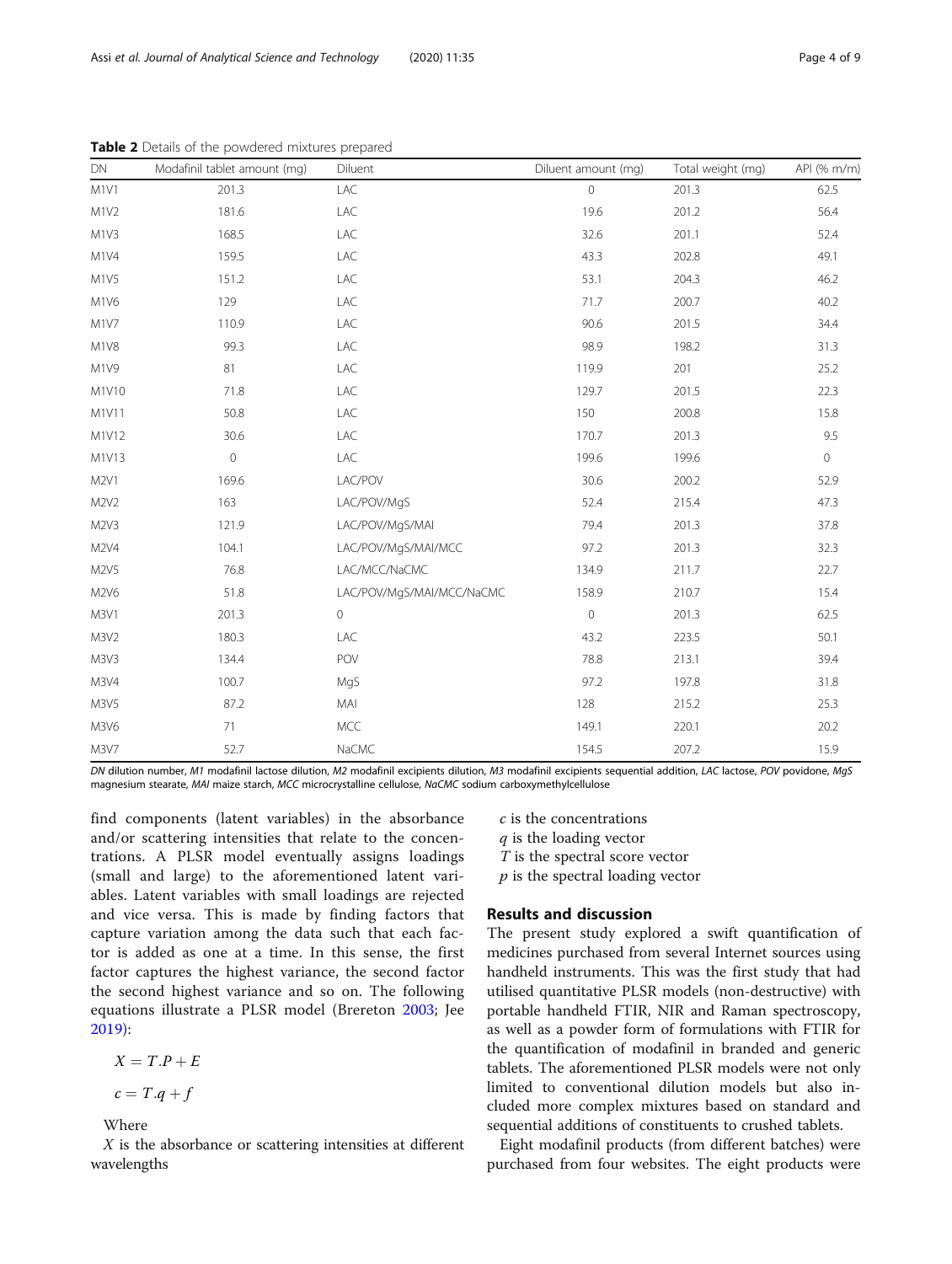**Table 2** Details of the powdered mixtures prepared

| DN | Modafinil tablet amount (mg) | Diluent | Diluent amount (mg) | Total weight (mg) | API (% m/m) |
|---|---|---|---|---|---|
| M1V1 | 201.3 | LAC | 0 | 201.3 | 62.5 |
| M1V2 | 181.6 | LAC | 19.6 | 201.2 | 56.4 |
| M1V3 | 168.5 | LAC | 32.6 | 201.1 | 52.4 |
| M1V4 | 159.5 | LAC | 43.3 | 202.8 | 49.1 |
| M1V5 | 151.2 | LAC | 53.1 | 204.3 | 46.2 |
| M1V6 | 129 | LAC | 71.7 | 200.7 | 40.2 |
| M1V7 | 110.9 | LAC | 90.6 | 201.5 | 34.4 |
| M1V8 | 99.3 | LAC | 98.9 | 198.2 | 31.3 |
| M1V9 | 81 | LAC | 119.9 | 201 | 25.2 |
| M1V10 | 71.8 | LAC | 129.7 | 201.5 | 22.3 |
| M1V11 | 50.8 | LAC | 150 | 200.8 | 15.8 |
| M1V12 | 30.6 | LAC | 170.7 | 201.3 | 9.5 |
| M1V13 | 0 | LAC | 199.6 | 199.6 | 0 |
| M2V1 | 169.6 | LAC/POV | 30.6 | 200.2 | 52.9 |
| M2V2 | 163 | LAC/POV/MgS | 52.4 | 215.4 | 47.3 |
| M2V3 | 121.9 | LAC/POV/MgS/MAI | 79.4 | 201.3 | 37.8 |
| M2V4 | 104.1 | LAC/POV/MgS/MAI/MCC | 97.2 | 201.3 | 32.3 |
| M2V5 | 76.8 | LAC/MCC/NaCMC | 134.9 | 211.7 | 22.7 |
| M2V6 | 51.8 | LAC/POV/MgS/MAI/MCC/NaCMC | 158.9 | 210.7 | 15.4 |
| M3V1 | 201.3 | 0 | 0 | 201.3 | 62.5 |
| M3V2 | 180.3 | LAC | 43.2 | 223.5 | 50.1 |
| M3V3 | 134.4 | POV | 78.8 | 213.1 | 39.4 |
| M3V4 | 100.7 | MgS | 97.2 | 197.8 | 31.8 |
| M3V5 | 87.2 | MAI | 128 | 215.2 | 25.3 |
| M3V6 | 71 | MCC | 149.1 | 220.1 | 20.2 |
| M3V7 | 52.7 | NaCMC | 154.5 | 207.2 | 15.9 |

*DN* dilution number, *M1* modafinil lactose dilution, *M2* modafinil excipients dilution, *M3* modafinil excipients sequential addition, *LAC* lactose, *POV* povidone, *MgS* magnesium stearate, *MAI* maize starch, *MCC* microcrystalline cellulose, *NaCMC* sodium carboxymethylcellulose

find components (latent variables) in the absorbance and/or scattering intensities that relate to the concentrations. A PLSR model eventually assigns loadings (small and large) to the aforementioned latent variables. Latent variables with small loadings are rejected and vice versa. This is made by finding factors that capture variation among the data such that each factor is added as one at a time. In this sense, the first factor captures the highest variance, the second factor the second highest variance and so on. The following equations illustrate a PLSR model (Brereton 2003; Jee 2019):

$$X = T.P + E$$

$$c = T.q + f$$

Where

$X$ is the absorbance or scattering intensities at different wavelengths

$c$ is the concentrations

$q$ is the loading vector

$T$ is the spectral score vector

$p$ is the spectral loading vector

## Results and discussion

The present study explored a swift quantification of medicines purchased from several Internet sources using handheld instruments. This was the first study that had utilised quantitative PLSR models (non-destructive) with portable handheld FTIR, NIR and Raman spectroscopy, as well as a powder form of formulations with FTIR for the quantification of modafinil in branded and generic tablets. The aforementioned PLSR models were not only limited to conventional dilution models but also included more complex mixtures based on standard and sequential additions of constituents to crushed tablets.

Eight modafinil products (from different batches) were purchased from four websites. The eight products were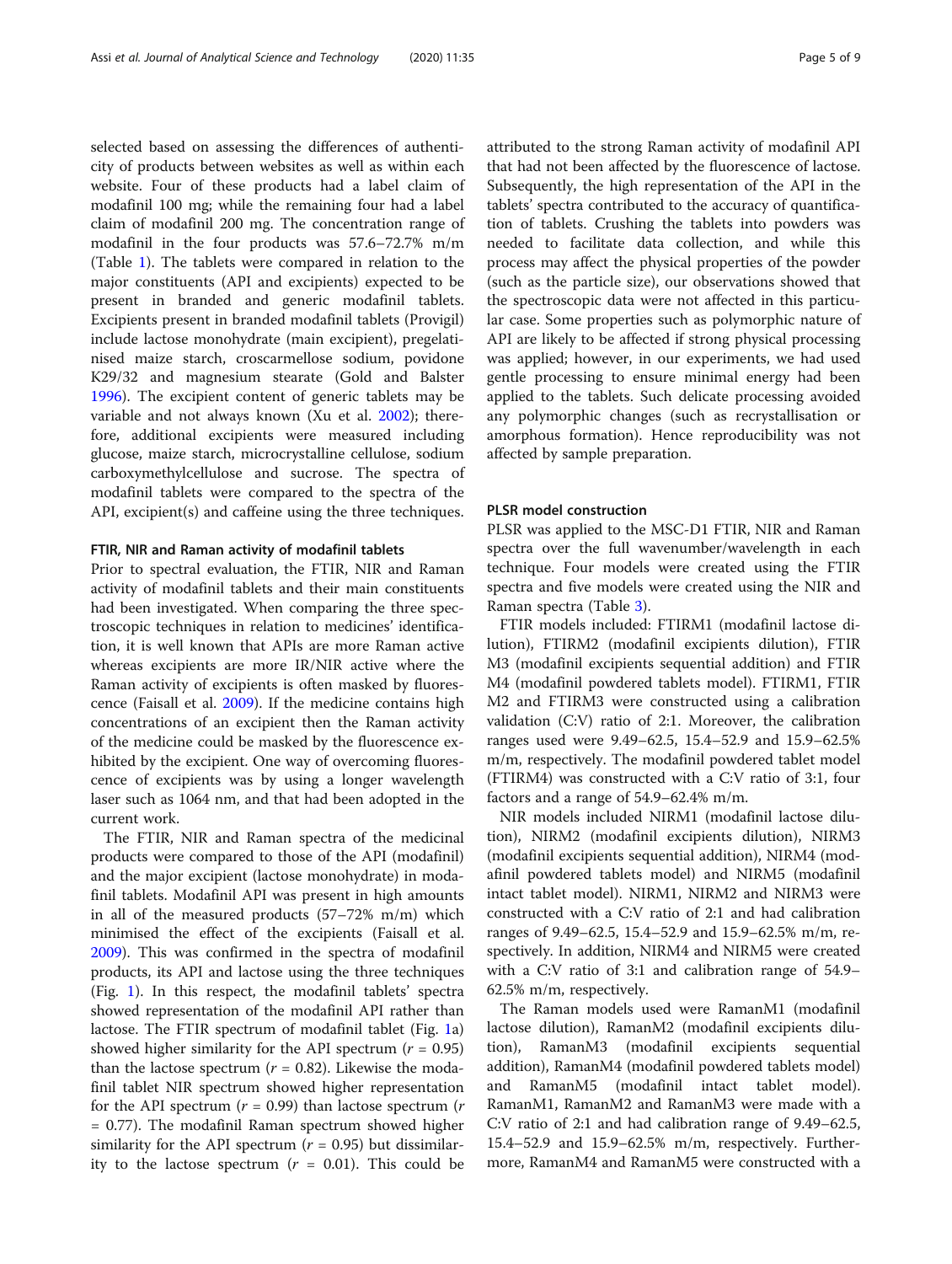selected based on assessing the differences of authenticity of products between websites as well as within each website. Four of these products had a label claim of modafinil 100 mg; while the remaining four had a label claim of modafinil 200 mg. The concentration range of modafinil in the four products was 57.6–72.7% m/m (Table 1). The tablets were compared in relation to the major constituents (API and excipients) expected to be present in branded and generic modafinil tablets. Excipients present in branded modafinil tablets (Provigil) include lactose monohydrate (main excipient), pregelatinised maize starch, croscarmellose sodium, povidone K29/32 and magnesium stearate (Gold and Balster 1996). The excipient content of generic tablets may be variable and not always known (Xu et al. 2002); therefore, additional excipients were measured including glucose, maize starch, microcrystalline cellulose, sodium carboxymethylcellulose and sucrose. The spectra of modafinil tablets were compared to the spectra of the API, excipient(s) and caffeine using the three techniques.

### FTIR, NIR and Raman activity of modafinil tablets

Prior to spectral evaluation, the FTIR, NIR and Raman activity of modafinil tablets and their main constituents had been investigated. When comparing the three spectroscopic techniques in relation to medicines' identification, it is well known that APIs are more Raman active whereas excipients are more IR/NIR active where the Raman activity of excipients is often masked by fluorescence (Faisall et al. 2009). If the medicine contains high concentrations of an excipient then the Raman activity of the medicine could be masked by the fluorescence exhibited by the excipient. One way of overcoming fluorescence of excipients was by using a longer wavelength laser such as 1064 nm, and that had been adopted in the current work.

The FTIR, NIR and Raman spectra of the medicinal products were compared to those of the API (modafinil) and the major excipient (lactose monohydrate) in modafinil tablets. Modafinil API was present in high amounts in all of the measured products (57–72% m/m) which minimised the effect of the excipients (Faisall et al. 2009). This was confirmed in the spectra of modafinil products, its API and lactose using the three techniques (Fig. 1). In this respect, the modafinil tablets' spectra showed representation of the modafinil API rather than lactose. The FTIR spectrum of modafinil tablet (Fig. 1a) showed higher similarity for the API spectrum ($r$ = 0.95) than the lactose spectrum ($r$ = 0.82). Likewise the modafinil tablet NIR spectrum showed higher representation for the API spectrum ($r$ = 0.99) than lactose spectrum ($r$ = 0.77). The modafinil Raman spectrum showed higher similarity for the API spectrum ($r$ = 0.95) but dissimilarity to the lactose spectrum ($r$ = 0.01). This could be attributed to the strong Raman activity of modafinil API that had not been affected by the fluorescence of lactose. Subsequently, the high representation of the API in the tablets' spectra contributed to the accuracy of quantification of tablets. Crushing the tablets into powders was needed to facilitate data collection, and while this process may affect the physical properties of the powder (such as the particle size), our observations showed that the spectroscopic data were not affected in this particular case. Some properties such as polymorphic nature of API are likely to be affected if strong physical processing was applied; however, in our experiments, we had used gentle processing to ensure minimal energy had been applied to the tablets. Such delicate processing avoided any polymorphic changes (such as recrystallisation or amorphous formation). Hence reproducibility was not affected by sample preparation.

### PLSR model construction

PLSR was applied to the MSC-D1 FTIR, NIR and Raman spectra over the full wavenumber/wavelength in each technique. Four models were created using the FTIR spectra and five models were created using the NIR and Raman spectra (Table 3).

FTIR models included: FTIRM1 (modafinil lactose dilution), FTIRM2 (modafinil excipients dilution), FTIR M3 (modafinil excipients sequential addition) and FTIR M4 (modafinil powdered tablets model). FTIRM1, FTIR M2 and FTIRM3 were constructed using a calibration validation (C:V) ratio of 2:1. Moreover, the calibration ranges used were 9.49–62.5, 15.4–52.9 and 15.9–62.5% m/m, respectively. The modafinil powdered tablet model (FTIRM4) was constructed with a C:V ratio of 3:1, four factors and a range of 54.9–62.4% m/m.

NIR models included NIRM1 (modafinil lactose dilution), NIRM2 (modafinil excipients dilution), NIRM3 (modafinil excipients sequential addition), NIRM4 (modafinil powdered tablets model) and NIRM5 (modafinil intact tablet model). NIRM1, NIRM2 and NIRM3 were constructed with a C:V ratio of 2:1 and had calibration ranges of 9.49–62.5, 15.4–52.9 and 15.9–62.5% m/m, respectively. In addition, NIRM4 and NIRM5 were created with a C:V ratio of 3:1 and calibration range of 54.9–62.5% m/m, respectively.

The Raman models used were RamanM1 (modafinil lactose dilution), RamanM2 (modafinil excipients dilution), RamanM3 (modafinil excipients sequential addition), RamanM4 (modafinil powdered tablets model) and RamanM5 (modafinil intact tablet model). RamanM1, RamanM2 and RamanM3 were made with a C:V ratio of 2:1 and had calibration range of 9.49–62.5, 15.4–52.9 and 15.9–62.5% m/m, respectively. Furthermore, RamanM4 and RamanM5 were constructed with a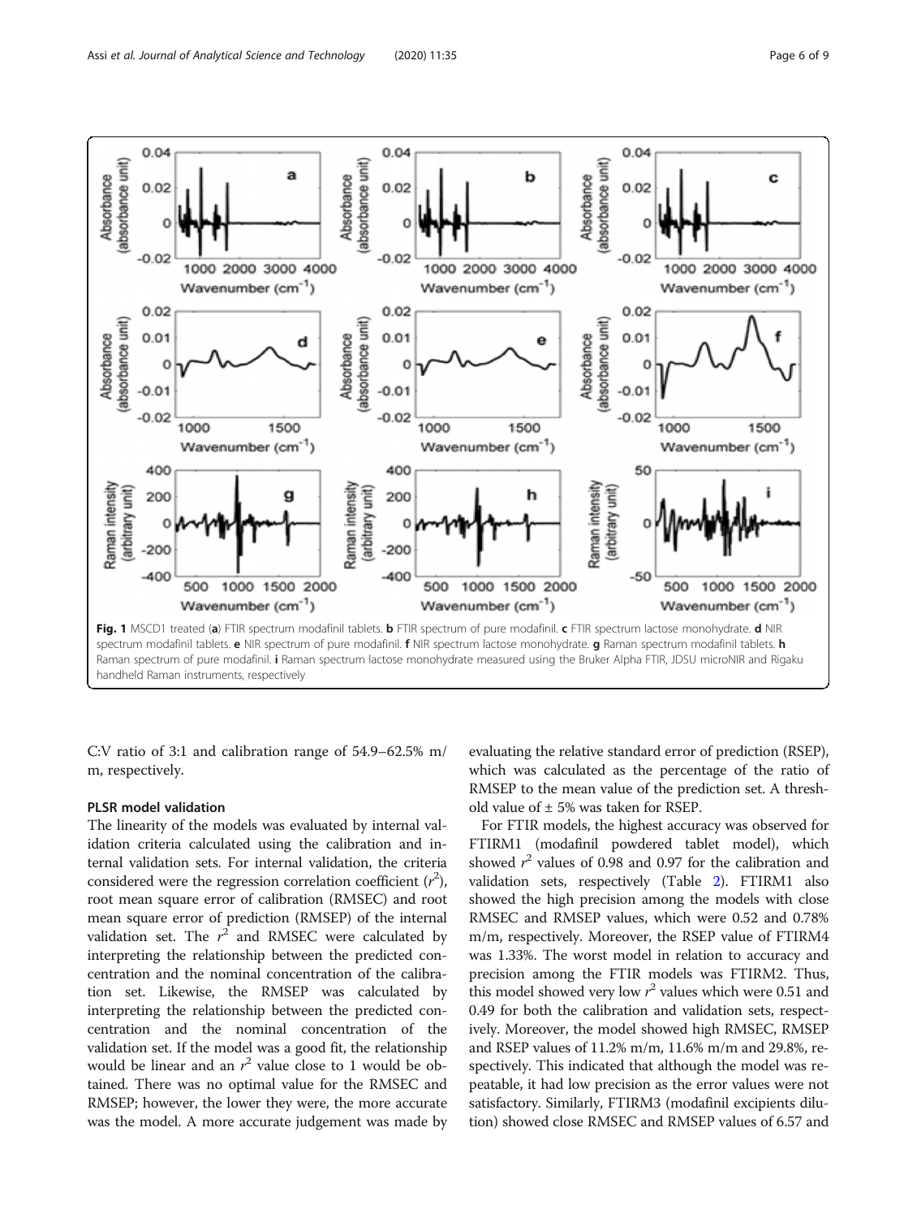**Fig. 1** MSCD1 treated (**a**) FTIR spectrum modafinil tablets. **b** FTIR spectrum of pure modafinil. **c** FTIR spectrum lactose monohydrate. **d** NIR spectrum modafinil tablets. **e** NIR spectrum of pure modafinil. **f** NIR spectrum lactose monohydrate. **g** Raman spectrum modafinil tablets. **h** Raman spectrum of pure modafinil. **i** Raman spectrum lactose monohydrate measured using the Bruker Alpha FTIR, JDSU microNIR and Rigaku handheld Raman instruments, respectively

C:V ratio of 3:1 and calibration range of 54.9–62.5% m/m, respectively.

## PLSR model validation

The linearity of the models was evaluated by internal validation criteria calculated using the calibration and internal validation sets. For internal validation, the criteria considered were the regression correlation coefficient ($r^2$), root mean square error of calibration (RMSEC) and root mean square error of prediction (RMSEP) of the internal validation set. The $r^2$ and RMSEC were calculated by interpreting the relationship between the predicted concentration and the nominal concentration of the calibration set. Likewise, the RMSEP was calculated by interpreting the relationship between the predicted concentration and the nominal concentration of the validation set. If the model was a good fit, the relationship would be linear and an $r^2$ value close to 1 would be obtained. There was no optimal value for the RMSEC and RMSEP; however, the lower they were, the more accurate was the model. A more accurate judgement was made by evaluating the relative standard error of prediction (RSEP), which was calculated as the percentage of the ratio of RMSEP to the mean value of the prediction set. A threshold value of ± 5% was taken for RSEP.

For FTIR models, the highest accuracy was observed for FTIRM1 (modafinil powdered tablet model), which showed $r^2$ values of 0.98 and 0.97 for the calibration and validation sets, respectively (Table 2). FTIRM1 also showed the high precision among the models with close RMSEC and RMSEP values, which were 0.52 and 0.78% m/m, respectively. Moreover, the RSEP value of FTIRM4 was 1.33%. The worst model in relation to accuracy and precision among the FTIR models was FTIRM2. Thus, this model showed very low $r^2$ values which were 0.51 and 0.49 for both the calibration and validation sets, respectively. Moreover, the model showed high RMSEC, RMSEP and RSEP values of 11.2% m/m, 11.6% m/m and 29.8%, respectively. This indicated that although the model was repeatable, it had low precision as the error values were not satisfactory. Similarly, FTIRM3 (modafinil excipients dilution) showed close RMSEC and RMSEP values of 6.57 and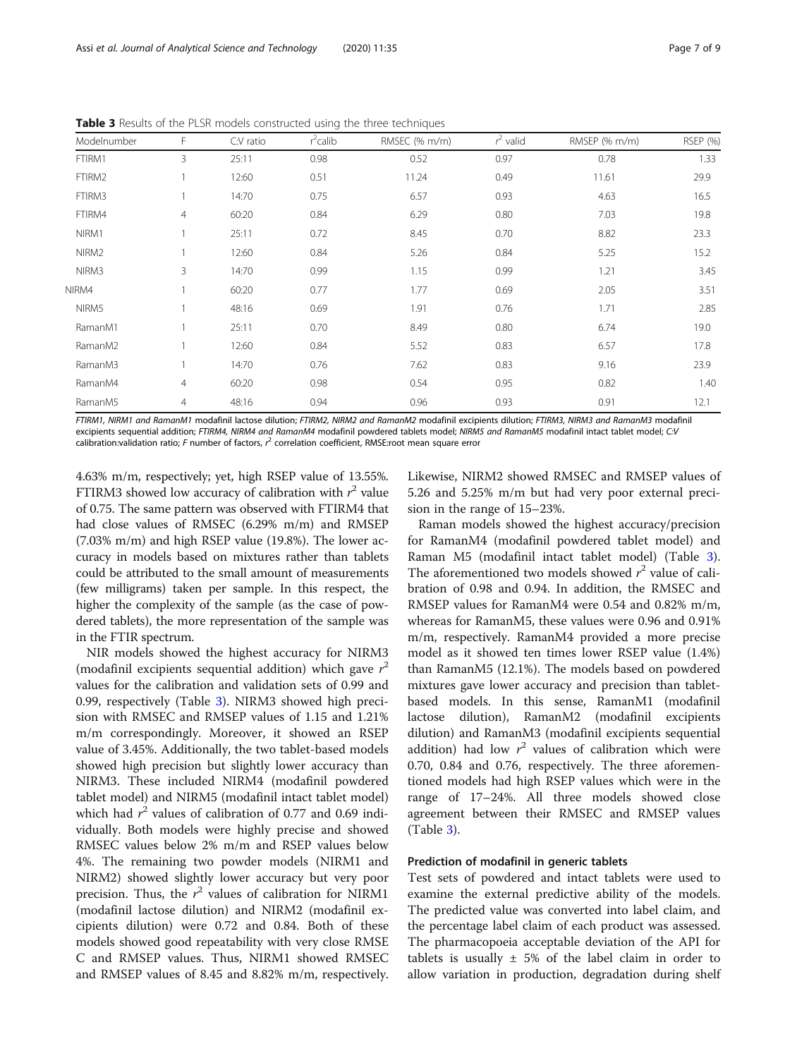**Table 3** Results of the PLSR models constructed using the three techniques

| Modelnumber | F | C:V ratio | $r^2$calib | RMSEC (% m/m) | $r^2$ valid | RMSEP (% m/m) | RSEP (%) |
|---|---|---|---|---|---|---|---|
| FTIRM1 | 3 | 25:11 | 0.98 | 0.52 | 0.97 | 0.78 | 1.33 |
| FTIRM2 | 1 | 12:60 | 0.51 | 11.24 | 0.49 | 11.61 | 29.9 |
| FTIRM3 | 1 | 14:70 | 0.75 | 6.57 | 0.93 | 4.63 | 16.5 |
| FTIRM4 | 4 | 60:20 | 0.84 | 6.29 | 0.80 | 7.03 | 19.8 |
| NIRM1 | 1 | 25:11 | 0.72 | 8.45 | 0.70 | 8.82 | 23.3 |
| NIRM2 | 1 | 12:60 | 0.84 | 5.26 | 0.84 | 5.25 | 15.2 |
| NIRM3 | 3 | 14:70 | 0.99 | 1.15 | 0.99 | 1.21 | 3.45 |
| NIRM4 | 1 | 60:20 | 0.77 | 1.77 | 0.69 | 2.05 | 3.51 |
| NIRM5 | 1 | 48:16 | 0.69 | 1.91 | 0.76 | 1.71 | 2.85 |
| RamanM1 | 1 | 25:11 | 0.70 | 8.49 | 0.80 | 6.74 | 19.0 |
| RamanM2 | 1 | 12:60 | 0.84 | 5.52 | 0.83 | 6.57 | 17.8 |
| RamanM3 | 1 | 14:70 | 0.76 | 7.62 | 0.83 | 9.16 | 23.9 |
| RamanM4 | 4 | 60:20 | 0.98 | 0.54 | 0.95 | 0.82 | 1.40 |
| RamanM5 | 4 | 48:16 | 0.94 | 0.96 | 0.93 | 0.91 | 12.1 |

*FTIRM1, NIRM1 and RamanM1* modafinil lactose dilution; *FTIRM2, NIRM2 and RamanM2* modafinil excipients dilution; *FTIRM3, NIRM3 and RamanM3* modafinil excipients sequential addition; *FTIRM4, NIRM4 and RamanM4* modafinil powdered tablets model; *NIRM5 and RamanM5* modafinil intact tablet model; *C:V* calibration:validation ratio; *F* number of factors, $r^2$ correlation coefficient, RMSE:root mean square error

4.63% m/m, respectively; yet, high RSEP value of 13.55%. FTIRM3 showed low accuracy of calibration with $r^2$ value of 0.75. The same pattern was observed with FTIRM4 that had close values of RMSEC (6.29% m/m) and RMSEP (7.03% m/m) and high RSEP value (19.8%). The lower accuracy in models based on mixtures rather than tablets could be attributed to the small amount of measurements (few milligrams) taken per sample. In this respect, the higher the complexity of the sample (as the case of powdered tablets), the more representation of the sample was in the FTIR spectrum.

NIR models showed the highest accuracy for NIRM3 (modafinil excipients sequential addition) which gave $r^2$ values for the calibration and validation sets of 0.99 and 0.99, respectively (Table 3). NIRM3 showed high precision with RMSEC and RMSEP values of 1.15 and 1.21% m/m correspondingly. Moreover, it showed an RSEP value of 3.45%. Additionally, the two tablet-based models showed high precision but slightly lower accuracy than NIRM3. These included NIRM4 (modafinil powdered tablet model) and NIRM5 (modafinil intact tablet model) which had $r^2$ values of calibration of 0.77 and 0.69 individually. Both models were highly precise and showed RMSEC values below 2% m/m and RSEP values below 4%. The remaining two powder models (NIRM1 and NIRM2) showed slightly lower accuracy but very poor precision. Thus, the $r^2$ values of calibration for NIRM1 (modafinil lactose dilution) and NIRM2 (modafinil excipients dilution) were 0.72 and 0.84. Both of these models showed good repeatability with very close RMSEC and RMSEP values. Thus, NIRM1 showed RMSEC and RMSEP values of 8.45 and 8.82% m/m, respectively. Likewise, NIRM2 showed RMSEC and RMSEP values of 5.26 and 5.25% m/m but had very poor external precision in the range of 15–23%.

Raman models showed the highest accuracy/precision for RamanM4 (modafinil powdered tablet model) and Raman M5 (modafinil intact tablet model) (Table 3). The aforementioned two models showed $r^2$ value of calibration of 0.98 and 0.94. In addition, the RMSEC and RMSEP values for RamanM4 were 0.54 and 0.82% m/m, whereas for RamanM5, these values were 0.96 and 0.91% m/m, respectively. RamanM4 provided a more precise model as it showed ten times lower RSEP value (1.4%) than RamanM5 (12.1%). The models based on powdered mixtures gave lower accuracy and precision than tablet-based models. In this sense, RamanM1 (modafinil lactose dilution), RamanM2 (modafinil excipients dilution) and RamanM3 (modafinil excipients sequential addition) had low $r^2$ values of calibration which were 0.70, 0.84 and 0.76, respectively. The three aforementioned models had high RSEP values which were in the range of 17–24%. All three models showed close agreement between their RMSEC and RMSEP values (Table 3).

### Prediction of modafinil in generic tablets

Test sets of powdered and intact tablets were used to examine the external predictive ability of the models. The predicted value was converted into label claim, and the percentage label claim of each product was assessed. The pharmacopoeia acceptable deviation of the API for tablets is usually ± 5% of the label claim in order to allow variation in production, degradation during shelf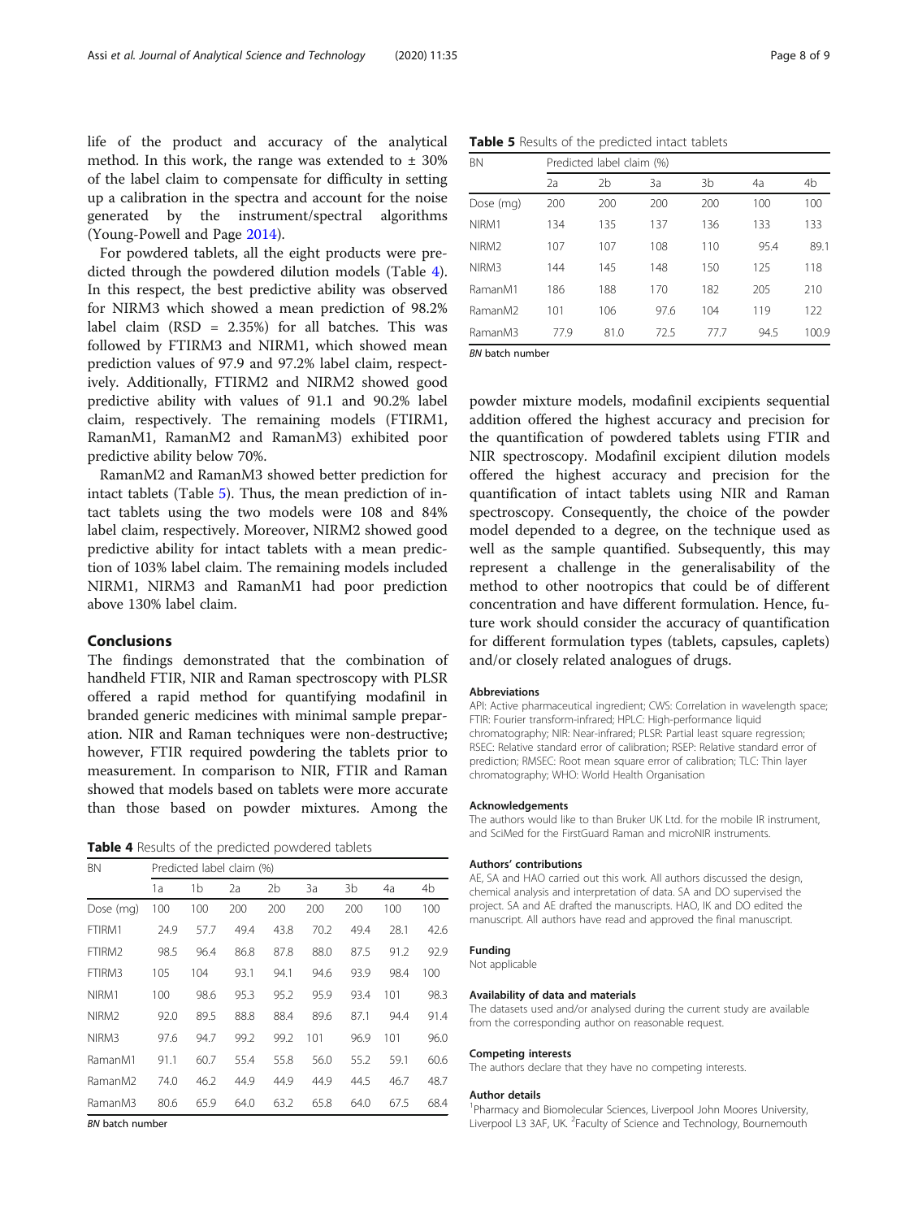life of the product and accuracy of the analytical method. In this work, the range was extended to ± 30% of the label claim to compensate for difficulty in setting up a calibration in the spectra and account for the noise generated by the instrument/spectral algorithms (Young-Powell and Page 2014).

For powdered tablets, all the eight products were predicted through the powdered dilution models (Table 4). In this respect, the best predictive ability was observed for NIRM3 which showed a mean prediction of 98.2% label claim (RSD = 2.35%) for all batches. This was followed by FTIRM3 and NIRM1, which showed mean prediction values of 97.9 and 97.2% label claim, respectively. Additionally, FTIRM2 and NIRM2 showed good predictive ability with values of 91.1 and 90.2% label claim, respectively. The remaining models (FTIRM1, RamanM1, RamanM2 and RamanM3) exhibited poor predictive ability below 70%.

RamanM2 and RamanM3 showed better prediction for intact tablets (Table 5). Thus, the mean prediction of intact tablets using the two models were 108 and 84% label claim, respectively. Moreover, NIRM2 showed good predictive ability for intact tablets with a mean prediction of 103% label claim. The remaining models included NIRM1, NIRM3 and RamanM1 had poor prediction above 130% label claim.

## Conclusions

The findings demonstrated that the combination of handheld FTIR, NIR and Raman spectroscopy with PLSR offered a rapid method for quantifying modafinil in branded generic medicines with minimal sample preparation. NIR and Raman techniques were non-destructive; however, FTIR required powdering the tablets prior to measurement. In comparison to NIR, FTIR and Raman showed that models based on tablets were more accurate than those based on powder mixtures. Among the powder mixture models, modafinil excipients sequential addition offered the highest accuracy and precision for the quantification of powdered tablets using FTIR and NIR spectroscopy. Modafinil excipient dilution models offered the highest accuracy and precision for the quantification of intact tablets using NIR and Raman spectroscopy. Consequently, the choice of the powder model depended to a degree, on the technique used as well as the sample quantified. Subsequently, this may represent a challenge in the generalisability of the method to other nootropics that could be of different concentration and have different formulation. Hence, future work should consider the accuracy of quantification for different formulation types (tablets, capsules, caplets) and/or closely related analogues of drugs.

**Table 4** Results of the predicted powdered tablets

| BN | Predicted label claim (%) | | | | | | | |
|---|---|---|---|---|---|---|---|---|
| | 1a | 1b | 2a | 2b | 3a | 3b | 4a | 4b |
| Dose (mg) | 100 | 100 | 200 | 200 | 200 | 200 | 100 | 100 |
| FTIRM1 | 24.9 | 57.7 | 49.4 | 43.8 | 70.2 | 49.4 | 28.1 | 42.6 |
| FTIRM2 | 98.5 | 96.4 | 86.8 | 87.8 | 88.0 | 87.5 | 91.2 | 92.9 |
| FTIRM3 | 105 | 104 | 93.1 | 94.1 | 94.6 | 93.9 | 98.4 | 100 |
| NIRM1 | 100 | 98.6 | 95.3 | 95.2 | 95.9 | 93.4 | 101 | 98.3 |
| NIRM2 | 92.0 | 89.5 | 88.8 | 88.4 | 89.6 | 87.1 | 94.4 | 91.4 |
| NIRM3 | 97.6 | 94.7 | 99.2 | 99.2 | 101 | 96.9 | 101 | 96.0 |
| RamanM1 | 91.1 | 60.7 | 55.4 | 55.8 | 56.0 | 55.2 | 59.1 | 60.6 |
| RamanM2 | 74.0 | 46.2 | 44.9 | 44.9 | 44.9 | 44.5 | 46.7 | 48.7 |
| RamanM3 | 80.6 | 65.9 | 64.0 | 63.2 | 65.8 | 64.0 | 67.5 | 68.4 |

*BN* batch number

**Table 5** Results of the predicted intact tablets

| BN | Predicted label claim (%) | | | | | |
|---|---|---|---|---|---|---|
| | 2a | 2b | 3a | 3b | 4a | 4b |
| Dose (mg) | 200 | 200 | 200 | 200 | 100 | 100 |
| NIRM1 | 134 | 135 | 137 | 136 | 133 | 133 |
| NIRM2 | 107 | 107 | 108 | 110 | 95.4 | 89.1 |
| NIRM3 | 144 | 145 | 148 | 150 | 125 | 118 |
| RamanM1 | 186 | 188 | 170 | 182 | 205 | 210 |
| RamanM2 | 101 | 106 | 97.6 | 104 | 119 | 122 |
| RamanM3 | 77.9 | 81.0 | 72.5 | 77.7 | 94.5 | 100.9 |

*BN* batch number

#### Abbreviations

API: Active pharmaceutical ingredient; CWS: Correlation in wavelength space; FTIR: Fourier transform-infrared; HPLC: High-performance liquid chromatography; NIR: Near-infrared; PLSR: Partial least square regression; RSEC: Relative standard error of calibration; RSEP: Relative standard error of prediction; RMSEC: Root mean square error of calibration; TLC: Thin layer chromatography; WHO: World Health Organisation

#### Acknowledgements

The authors would like to than Bruker UK Ltd. for the mobile IR instrument, and SciMed for the FirstGuard Raman and microNIR instruments.

#### Authors' contributions

AE, SA and HAO carried out this work. All authors discussed the design, chemical analysis and interpretation of data. SA and DO supervised the project. SA and AE drafted the manuscripts. HAO, IK and DO edited the manuscript. All authors have read and approved the final manuscript.

#### Funding

Not applicable

#### Availability of data and materials

The datasets used and/or analysed during the current study are available from the corresponding author on reasonable request.

#### Competing interests

The authors declare that they have no competing interests.

#### Author details

[1]Pharmacy and Biomolecular Sciences, Liverpool John Moores University, Liverpool L3 3AF, UK. [2]Faculty of Science and Technology, Bournemouth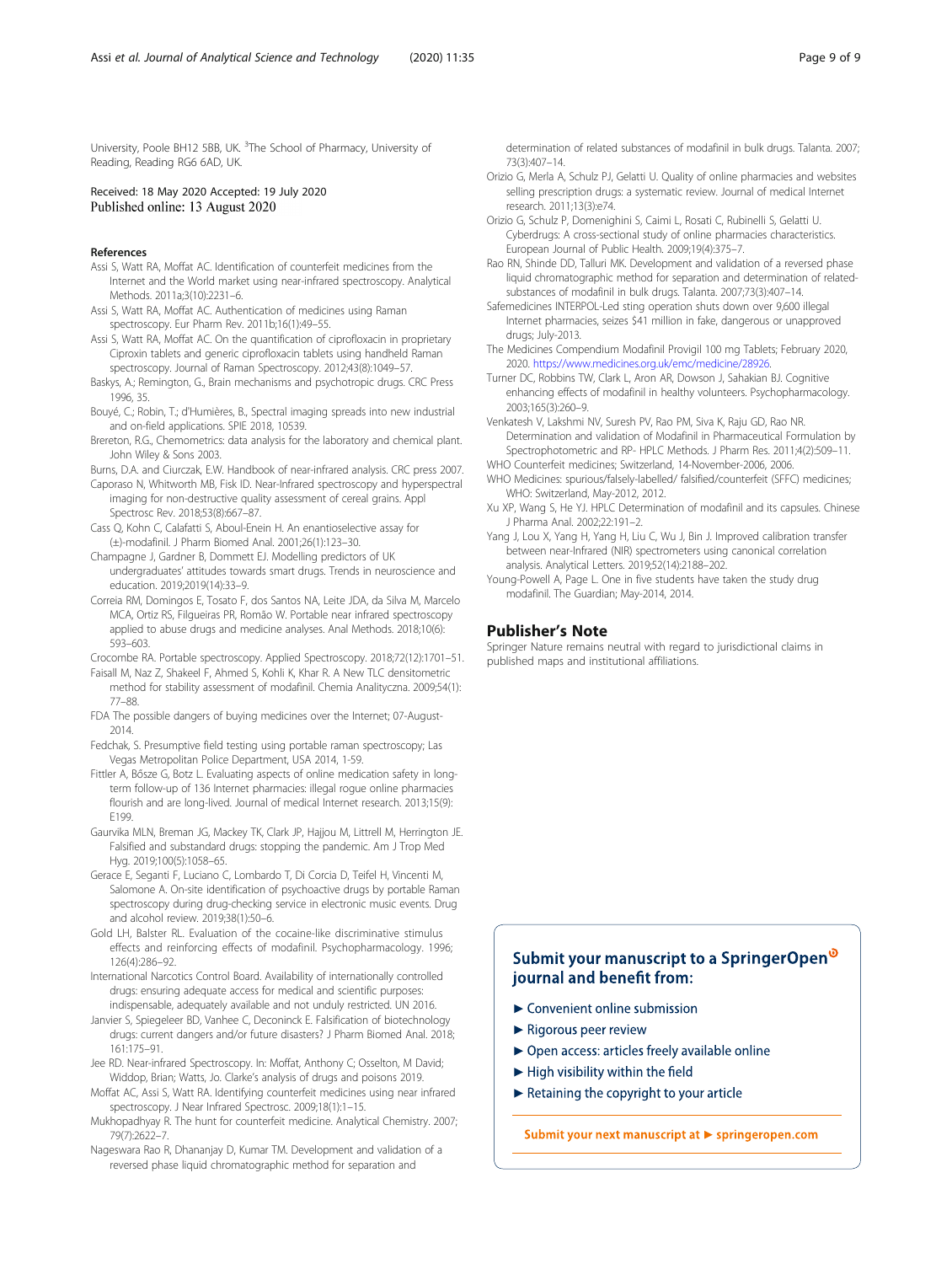University, Poole BH12 5BB, UK. [3]The School of Pharmacy, University of Reading, Reading RG6 6AD, UK.

Received: 18 May 2020 Accepted: 19 July 2020
Published online: 13 August 2020

#### References

Assi S, Watt RA, Moffat AC. Identification of counterfeit medicines from the Internet and the World market using near-infrared spectroscopy. Analytical Methods. 2011a;3(10):2231–6.

Assi S, Watt RA, Moffat AC. Authentication of medicines using Raman spectroscopy. Eur Pharm Rev. 2011b;16(1):49–55.

Assi S, Watt RA, Moffat AC. On the quantification of ciprofloxacin in proprietary Ciproxin tablets and generic ciprofloxacin tablets using handheld Raman spectroscopy. Journal of Raman Spectroscopy. 2012;43(8):1049–57.

Baskys, A.; Remington, G., Brain mechanisms and psychotropic drugs. CRC Press 1996, 35.

Bouyé, C.; Robin, T.; d'Humières, B., Spectral imaging spreads into new industrial and on-field applications. SPIE 2018, 10539.

Brereton, R.G., Chemometrics: data analysis for the laboratory and chemical plant. John Wiley & Sons 2003.

Burns, D.A. and Ciurczak, E.W. Handbook of near-infrared analysis. CRC press 2007.

Caporaso N, Whitworth MB, Fisk ID. Near-Infrared spectroscopy and hyperspectral imaging for non-destructive quality assessment of cereal grains. Appl Spectrosc Rev. 2018;53(8):667–87.

Cass Q, Kohn C, Calafatti S, Aboul-Enein H. An enantioselective assay for (±)-modafinil. J Pharm Biomed Anal. 2001;26(1):123–30.

Champagne J, Gardner B, Dommett EJ. Modelling predictors of UK undergraduates' attitudes towards smart drugs. Trends in neuroscience and education. 2019;2019(14):33–9.

Correia RM, Domingos E, Tosato F, dos Santos NA, Leite JDA, da Silva M, Marcelo MCA, Ortiz RS, Filgueiras PR, Romão W. Portable near infrared spectroscopy applied to abuse drugs and medicine analyses. Anal Methods. 2018;10(6):593–603.

Crocombe RA. Portable spectroscopy. Applied Spectroscopy. 2018;72(12):1701–51.

Faisall M, Naz Z, Shakeel F, Ahmed S, Kohli K, Khar R. A New TLC densitometric method for stability assessment of modafinil. Chemia Analityczna. 2009;54(1):77–88.

FDA The possible dangers of buying medicines over the Internet; 07-August-2014.

Fedchak, S. Presumptive field testing using portable raman spectroscopy; Las Vegas Metropolitan Police Department, USA 2014, 1-59.

Fittler A, Bősze G, Botz L. Evaluating aspects of online medication safety in long-term follow-up of 136 Internet pharmacies: illegal rogue online pharmacies flourish and are long-lived. Journal of medical Internet research. 2013;15(9):E199.

Gaurvika MLN, Breman JG, Mackey TK, Clark JP, Hajjou M, Littrell M, Herrington JE. Falsified and substandard drugs: stopping the pandemic. Am J Trop Med Hyg. 2019;100(5):1058–65.

Gerace E, Seganti F, Luciano C, Lombardo T, Di Corcia D, Teifel H, Vincenti M, Salomone A. On-site identification of psychoactive drugs by portable Raman spectroscopy during drug-checking service in electronic music events. Drug and alcohol review. 2019;38(1):50–6.

Gold LH, Balster RL. Evaluation of the cocaine-like discriminative stimulus effects and reinforcing effects of modafinil. Psychopharmacology. 1996;126(4):286–92.

International Narcotics Control Board. Availability of internationally controlled drugs: ensuring adequate access for medical and scientific purposes: indispensable, adequately available and not unduly restricted. UN 2016.

Janvier S, Spiegeleer BD, Vanhee C, Deconinck E. Falsification of biotechnology drugs: current dangers and/or future disasters? J Pharm Biomed Anal. 2018;161:175–91.

Jee RD. Near-infrared Spectroscopy. In: Moffat, Anthony C; Osselton, M David; Widdop, Brian; Watts, Jo. Clarke's analysis of drugs and poisons 2019.

Moffat AC, Assi S, Watt RA. Identifying counterfeit medicines using near infrared spectroscopy. J Near Infrared Spectrosc. 2009;18(1):1–15.

Mukhopadhyay R. The hunt for counterfeit medicine. Analytical Chemistry. 2007;79(7):2622–7.

Nageswara Rao R, Dhananjay D, Kumar TM. Development and validation of a reversed phase liquid chromatographic method for separation and determination of related substances of modafinil in bulk drugs. Talanta. 2007;73(3):407–14.

Orizio G, Merla A, Schulz PJ, Gelatti U. Quality of online pharmacies and websites selling prescription drugs: a systematic review. Journal of medical Internet research. 2011;13(3):e74.

Orizio G, Schulz P, Domenighini S, Caimi L, Rosati C, Rubinelli S, Gelatti U. Cyberdrugs: A cross-sectional study of online pharmacies characteristics. European Journal of Public Health. 2009;19(4):375–7.

Rao RN, Shinde DD, Talluri MK. Development and validation of a reversed phase liquid chromatographic method for separation and determination of related-substances of modafinil in bulk drugs. Talanta. 2007;73(3):407–14.

Safemedicines INTERPOL-Led sting operation shuts down over 9,600 illegal Internet pharmacies, seizes $41 million in fake, dangerous or unapproved drugs; July-2013.

The Medicines Compendium Modafinil Provigil 100 mg Tablets; February 2020, 2020. https://www.medicines.org.uk/emc/medicine/28926.

Turner DC, Robbins TW, Clark L, Aron AR, Dowson J, Sahakian BJ. Cognitive enhancing effects of modafinil in healthy volunteers. Psychopharmacology. 2003;165(3):260–9.

Venkatesh V, Lakshmi NV, Suresh PV, Rao PM, Siva K, Raju GD, Rao NR. Determination and validation of Modafinil in Pharmaceutical Formulation by Spectrophotometric and RP- HPLC Methods. J Pharm Res. 2011;4(2):509–11.

WHO Counterfeit medicines; Switzerland, 14-November-2006, 2006.

WHO Medicines: spurious/falsely-labelled/ falsified/counterfeit (SFFC) medicines; WHO: Switzerland, May-2012, 2012.

Xu XP, Wang S, He YJ. HPLC Determination of modafinil and its capsules. Chinese J Pharma Anal. 2002;22:191–2.

Yang J, Lou X, Yang H, Yang H, Liu C, Wu J, Bin J. Improved calibration transfer between near-Infrared (NIR) spectrometers using canonical correlation analysis. Analytical Letters. 2019;52(14):2188–202.

Young-Powell A, Page L. One in five students have taken the study drug modafinil. The Guardian; May-2014, 2014.

### Publisher's Note

Springer Nature remains neutral with regard to jurisdictional claims in published maps and institutional affiliations.

**Submit your manuscript to a SpringerOpen journal and benefit from:**

- ► Convenient online submission
- ► Rigorous peer review
- ► Open access: articles freely available online
- ► High visibility within the field
- ► Retaining the copyright to your article

**Submit your next manuscript at ► springeropen.com**